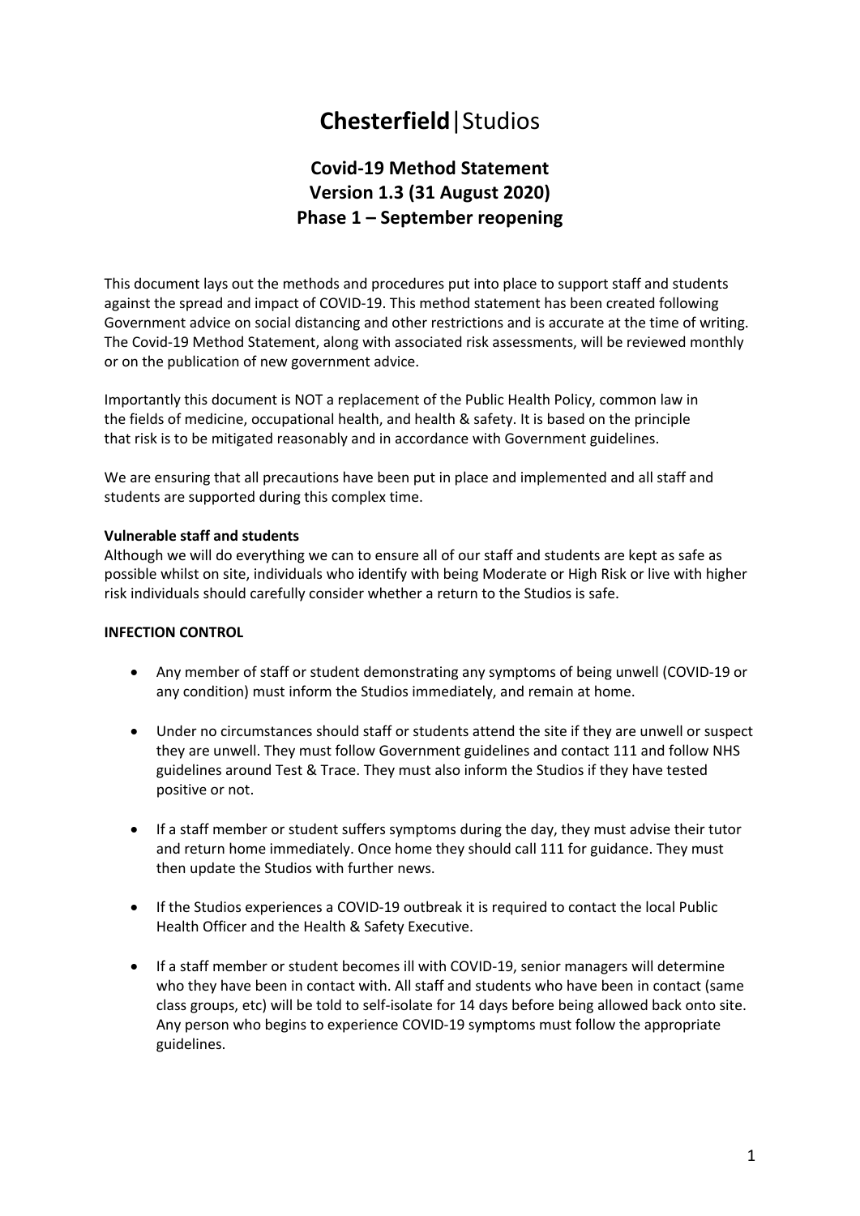# **Chesterfield**|Studios

## Covid-19 Method Statement
## Version 1.3 (31 August 2020)
## Phase 1 – September reopening

This document lays out the methods and procedures put into place to support staff and students against the spread and impact of COVID-19. This method statement has been created following Government advice on social distancing and other restrictions and is accurate at the time of writing. The Covid-19 Method Statement, along with associated risk assessments, will be reviewed monthly or on the publication of new government advice.

Importantly this document is NOT a replacement of the Public Health Policy, common law in the fields of medicine, occupational health, and health & safety. It is based on the principle that risk is to be mitigated reasonably and in accordance with Government guidelines.

We are ensuring that all precautions have been put in place and implemented and all staff and students are supported during this complex time.

**Vulnerable staff and students**

Although we will do everything we can to ensure all of our staff and students are kept as safe as possible whilst on site, individuals who identify with being Moderate or High Risk or live with higher risk individuals should carefully consider whether a return to the Studios is safe.

**INFECTION CONTROL**

- Any member of staff or student demonstrating any symptoms of being unwell (COVID-19 or any condition) must inform the Studios immediately, and remain at home.
- Under no circumstances should staff or students attend the site if they are unwell or suspect they are unwell. They must follow Government guidelines and contact 111 and follow NHS guidelines around Test & Trace. They must also inform the Studios if they have tested positive or not.
- If a staff member or student suffers symptoms during the day, they must advise their tutor and return home immediately. Once home they should call 111 for guidance. They must then update the Studios with further news.
- If the Studios experiences a COVID-19 outbreak it is required to contact the local Public Health Officer and the Health & Safety Executive.
- If a staff member or student becomes ill with COVID-19, senior managers will determine who they have been in contact with. All staff and students who have been in contact (same class groups, etc) will be told to self-isolate for 14 days before being allowed back onto site. Any person who begins to experience COVID-19 symptoms must follow the appropriate guidelines.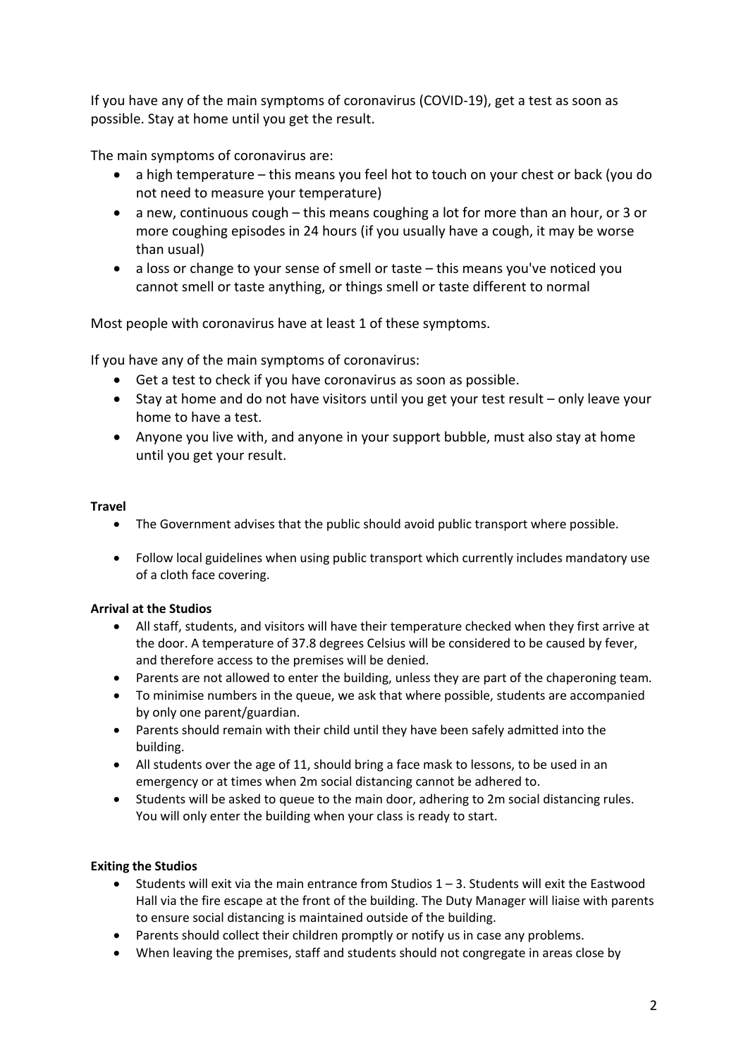If you have any of the main symptoms of coronavirus (COVID-19), get a test as soon as possible. Stay at home until you get the result.

The main symptoms of coronavirus are:

- a high temperature – this means you feel hot to touch on your chest or back (you do not need to measure your temperature)
- a new, continuous cough – this means coughing a lot for more than an hour, or 3 or more coughing episodes in 24 hours (if you usually have a cough, it may be worse than usual)
- a loss or change to your sense of smell or taste – this means you've noticed you cannot smell or taste anything, or things smell or taste different to normal

Most people with coronavirus have at least 1 of these symptoms.

If you have any of the main symptoms of coronavirus:

- Get a test to check if you have coronavirus as soon as possible.
- Stay at home and do not have visitors until you get your test result – only leave your home to have a test.
- Anyone you live with, and anyone in your support bubble, must also stay at home until you get your result.

**Travel**

- The Government advises that the public should avoid public transport where possible.
- Follow local guidelines when using public transport which currently includes mandatory use of a cloth face covering.

**Arrival at the Studios**

- All staff, students, and visitors will have their temperature checked when they first arrive at the door. A temperature of 37.8 degrees Celsius will be considered to be caused by fever, and therefore access to the premises will be denied.
- Parents are not allowed to enter the building, unless they are part of the chaperoning team.
- To minimise numbers in the queue, we ask that where possible, students are accompanied by only one parent/guardian.
- Parents should remain with their child until they have been safely admitted into the building.
- All students over the age of 11, should bring a face mask to lessons, to be used in an emergency or at times when 2m social distancing cannot be adhered to.
- Students will be asked to queue to the main door, adhering to 2m social distancing rules. You will only enter the building when your class is ready to start.

**Exiting the Studios**

- Students will exit via the main entrance from Studios 1 – 3. Students will exit the Eastwood Hall via the fire escape at the front of the building. The Duty Manager will liaise with parents to ensure social distancing is maintained outside of the building.
- Parents should collect their children promptly or notify us in case any problems.
- When leaving the premises, staff and students should not congregate in areas close by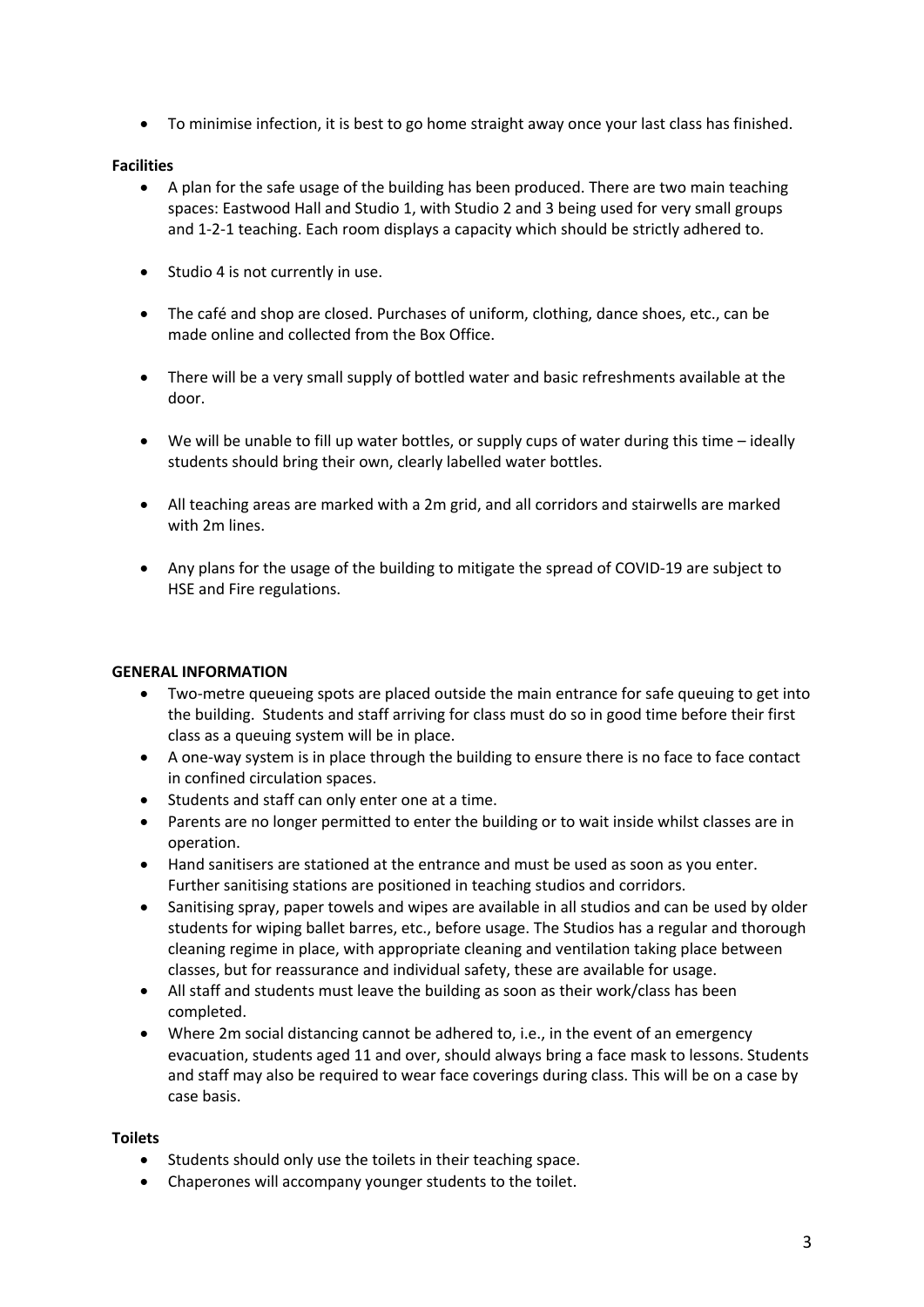- To minimise infection, it is best to go home straight away once your last class has finished.

**Facilities**

- A plan for the safe usage of the building has been produced. There are two main teaching spaces: Eastwood Hall and Studio 1, with Studio 2 and 3 being used for very small groups and 1-2-1 teaching. Each room displays a capacity which should be strictly adhered to.
- Studio 4 is not currently in use.
- The café and shop are closed. Purchases of uniform, clothing, dance shoes, etc., can be made online and collected from the Box Office.
- There will be a very small supply of bottled water and basic refreshments available at the door.
- We will be unable to fill up water bottles, or supply cups of water during this time – ideally students should bring their own, clearly labelled water bottles.
- All teaching areas are marked with a 2m grid, and all corridors and stairwells are marked with 2m lines.
- Any plans for the usage of the building to mitigate the spread of COVID-19 are subject to HSE and Fire regulations.

**GENERAL INFORMATION**

- Two-metre queueing spots are placed outside the main entrance for safe queuing to get into the building. Students and staff arriving for class must do so in good time before their first class as a queuing system will be in place.
- A one-way system is in place through the building to ensure there is no face to face contact in confined circulation spaces.
- Students and staff can only enter one at a time.
- Parents are no longer permitted to enter the building or to wait inside whilst classes are in operation.
- Hand sanitisers are stationed at the entrance and must be used as soon as you enter. Further sanitising stations are positioned in teaching studios and corridors.
- Sanitising spray, paper towels and wipes are available in all studios and can be used by older students for wiping ballet barres, etc., before usage. The Studios has a regular and thorough cleaning regime in place, with appropriate cleaning and ventilation taking place between classes, but for reassurance and individual safety, these are available for usage.
- All staff and students must leave the building as soon as their work/class has been completed.
- Where 2m social distancing cannot be adhered to, i.e., in the event of an emergency evacuation, students aged 11 and over, should always bring a face mask to lessons. Students and staff may also be required to wear face coverings during class. This will be on a case by case basis.

**Toilets**

- Students should only use the toilets in their teaching space.
- Chaperones will accompany younger students to the toilet.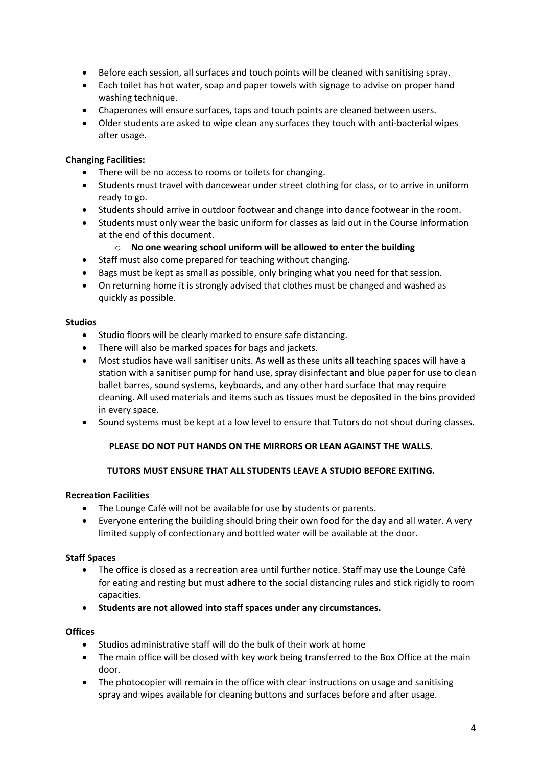- Before each session, all surfaces and touch points will be cleaned with sanitising spray.
- Each toilet has hot water, soap and paper towels with signage to advise on proper hand washing technique.
- Chaperones will ensure surfaces, taps and touch points are cleaned between users.
- Older students are asked to wipe clean any surfaces they touch with anti-bacterial wipes after usage.

**Changing Facilities:**

- There will be no access to rooms or toilets for changing.
- Students must travel with dancewear under street clothing for class, or to arrive in uniform ready to go.
- Students should arrive in outdoor footwear and change into dance footwear in the room.
- Students must only wear the basic uniform for classes as laid out in the Course Information at the end of this document.
    - **No one wearing school uniform will be allowed to enter the building**
- Staff must also come prepared for teaching without changing.
- Bags must be kept as small as possible, only bringing what you need for that session.
- On returning home it is strongly advised that clothes must be changed and washed as quickly as possible.

**Studios**

- Studio floors will be clearly marked to ensure safe distancing.
- There will also be marked spaces for bags and jackets.
- Most studios have wall sanitiser units. As well as these units all teaching spaces will have a station with a sanitiser pump for hand use, spray disinfectant and blue paper for use to clean ballet barres, sound systems, keyboards, and any other hard surface that may require cleaning. All used materials and items such as tissues must be deposited in the bins provided in every space.
- Sound systems must be kept at a low level to ensure that Tutors do not shout during classes.

**PLEASE DO NOT PUT HANDS ON THE MIRRORS OR LEAN AGAINST THE WALLS.**

**TUTORS MUST ENSURE THAT ALL STUDENTS LEAVE A STUDIO BEFORE EXITING.**

**Recreation Facilities**

- The Lounge Café will not be available for use by students or parents.
- Everyone entering the building should bring their own food for the day and all water. A very limited supply of confectionary and bottled water will be available at the door.

**Staff Spaces**

- The office is closed as a recreation area until further notice. Staff may use the Lounge Café for eating and resting but must adhere to the social distancing rules and stick rigidly to room capacities.
- **Students are not allowed into staff spaces under any circumstances.**

**Offices**

- Studios administrative staff will do the bulk of their work at home
- The main office will be closed with key work being transferred to the Box Office at the main door.
- The photocopier will remain in the office with clear instructions on usage and sanitising spray and wipes available for cleaning buttons and surfaces before and after usage.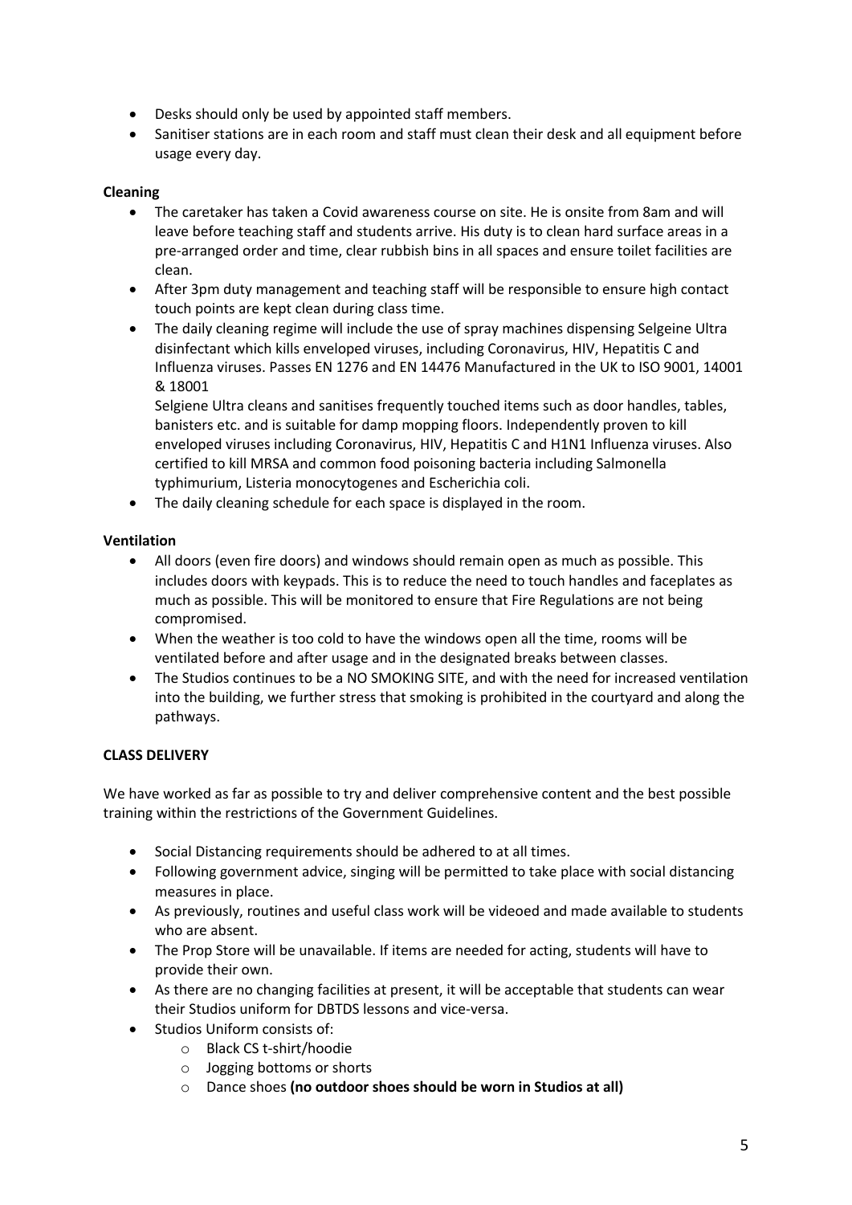- Desks should only be used by appointed staff members.
- Sanitiser stations are in each room and staff must clean their desk and all equipment before usage every day.

**Cleaning**

- The caretaker has taken a Covid awareness course on site. He is onsite from 8am and will leave before teaching staff and students arrive. His duty is to clean hard surface areas in a pre-arranged order and time, clear rubbish bins in all spaces and ensure toilet facilities are clean.
- After 3pm duty management and teaching staff will be responsible to ensure high contact touch points are kept clean during class time.
- The daily cleaning regime will include the use of spray machines dispensing Selgeine Ultra disinfectant which kills enveloped viruses, including Coronavirus, HIV, Hepatitis C and Influenza viruses. Passes EN 1276 and EN 14476 Manufactured in the UK to ISO 9001, 14001 & 18001

  Selgiene Ultra cleans and sanitises frequently touched items such as door handles, tables, banisters etc. and is suitable for damp mopping floors. Independently proven to kill enveloped viruses including Coronavirus, HIV, Hepatitis C and H1N1 Influenza viruses. Also certified to kill MRSA and common food poisoning bacteria including Salmonella typhimurium, Listeria monocytogenes and Escherichia coli.
- The daily cleaning schedule for each space is displayed in the room.

**Ventilation**

- All doors (even fire doors) and windows should remain open as much as possible. This includes doors with keypads. This is to reduce the need to touch handles and faceplates as much as possible. This will be monitored to ensure that Fire Regulations are not being compromised.
- When the weather is too cold to have the windows open all the time, rooms will be ventilated before and after usage and in the designated breaks between classes.
- The Studios continues to be a NO SMOKING SITE, and with the need for increased ventilation into the building, we further stress that smoking is prohibited in the courtyard and along the pathways.

**CLASS DELIVERY**

We have worked as far as possible to try and deliver comprehensive content and the best possible training within the restrictions of the Government Guidelines.

- Social Distancing requirements should be adhered to at all times.
- Following government advice, singing will be permitted to take place with social distancing measures in place.
- As previously, routines and useful class work will be videoed and made available to students who are absent.
- The Prop Store will be unavailable. If items are needed for acting, students will have to provide their own.
- As there are no changing facilities at present, it will be acceptable that students can wear their Studios uniform for DBTDS lessons and vice-versa.
- Studios Uniform consists of:
  - Black CS t-shirt/hoodie
  - Jogging bottoms or shorts
  - Dance shoes **(no outdoor shoes should be worn in Studios at all)**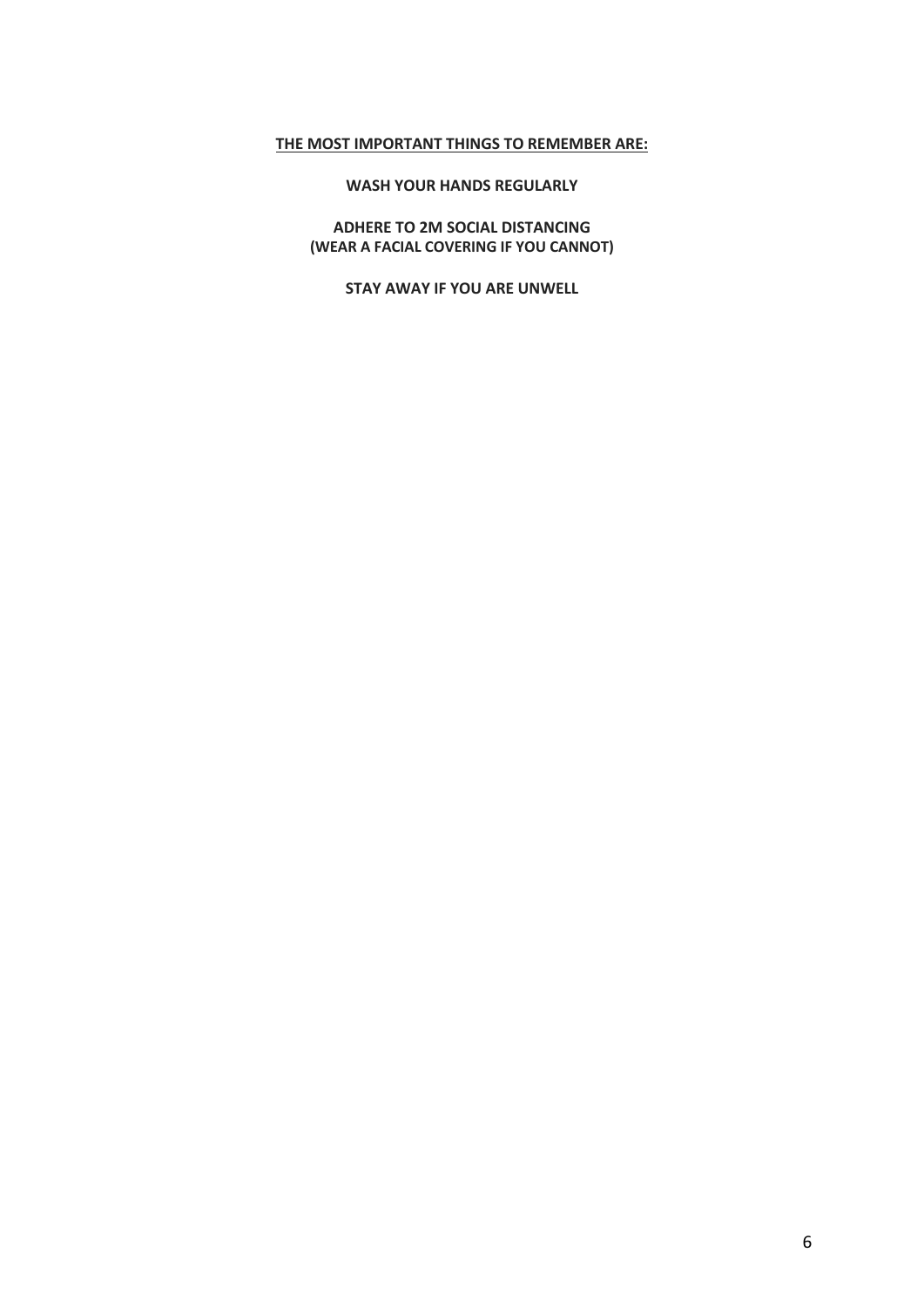**<u>THE MOST IMPORTANT THINGS TO REMEMBER ARE:</u>**

**WASH YOUR HANDS REGULARLY**

**ADHERE TO 2M SOCIAL DISTANCING**
**(WEAR A FACIAL COVERING IF YOU CANNOT)**

**STAY AWAY IF YOU ARE UNWELL**